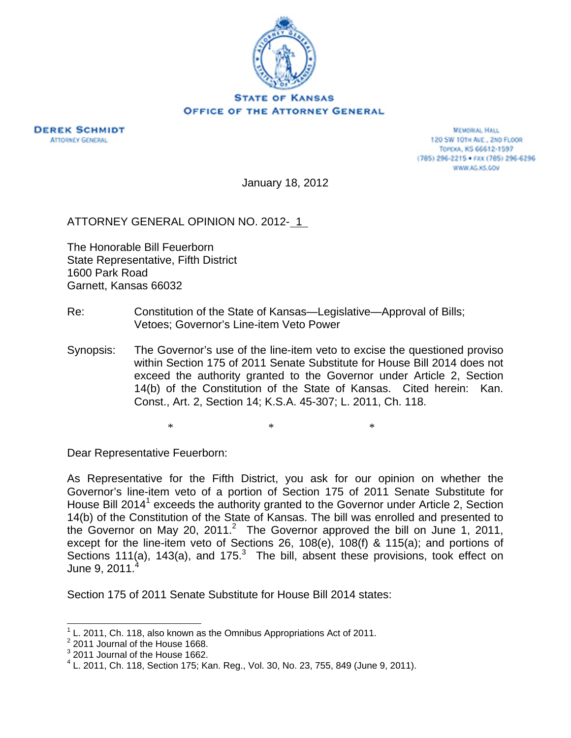STATE OF KANSAS
OFFICE OF THE ATTORNEY GENERAL

**DEREK SCHMIDT**
ATTORNEY GENERAL

MEMORIAL HALL
120 SW 10TH AVE., 2ND FLOOR
TOPEKA, KS 66612-1597
(785) 296-2215 • FAX (785) 296-6296
WWW.AG.KS.GOV

January 18, 2012

ATTORNEY GENERAL OPINION NO. 2012- 1

The Honorable Bill Feuerborn
State Representative, Fifth District
1600 Park Road
Garnett, Kansas 66032

Re: Constitution of the State of Kansas—Legislative—Approval of Bills; Vetoes; Governor's Line-item Veto Power

Synopsis: The Governor's use of the line-item veto to excise the questioned proviso within Section 175 of 2011 Senate Substitute for House Bill 2014 does not exceed the authority granted to the Governor under Article 2, Section 14(b) of the Constitution of the State of Kansas. Cited herein: Kan. Const., Art. 2, Section 14; K.S.A. 45-307; L. 2011, Ch. 118.

\* \* \*

Dear Representative Feuerborn:

As Representative for the Fifth District, you ask for our opinion on whether the Governor's line-item veto of a portion of Section 175 of 2011 Senate Substitute for House Bill 2014[1] exceeds the authority granted to the Governor under Article 2, Section 14(b) of the Constitution of the State of Kansas. The bill was enrolled and presented to the Governor on May 20, 2011.[2] The Governor approved the bill on June 1, 2011, except for the line-item veto of Sections 26, 108(e), 108(f) & 115(a); and portions of Sections 111(a), 143(a), and 175.[3] The bill, absent these provisions, took effect on June 9, 2011.[4]

Section 175 of 2011 Senate Substitute for House Bill 2014 states:

---

[1] L. 2011, Ch. 118, also known as the Omnibus Appropriations Act of 2011.

[2] 2011 Journal of the House 1668.

[3] 2011 Journal of the House 1662.

[4] L. 2011, Ch. 118, Section 175; Kan. Reg., Vol. 30, No. 23, 755, 849 (June 9, 2011).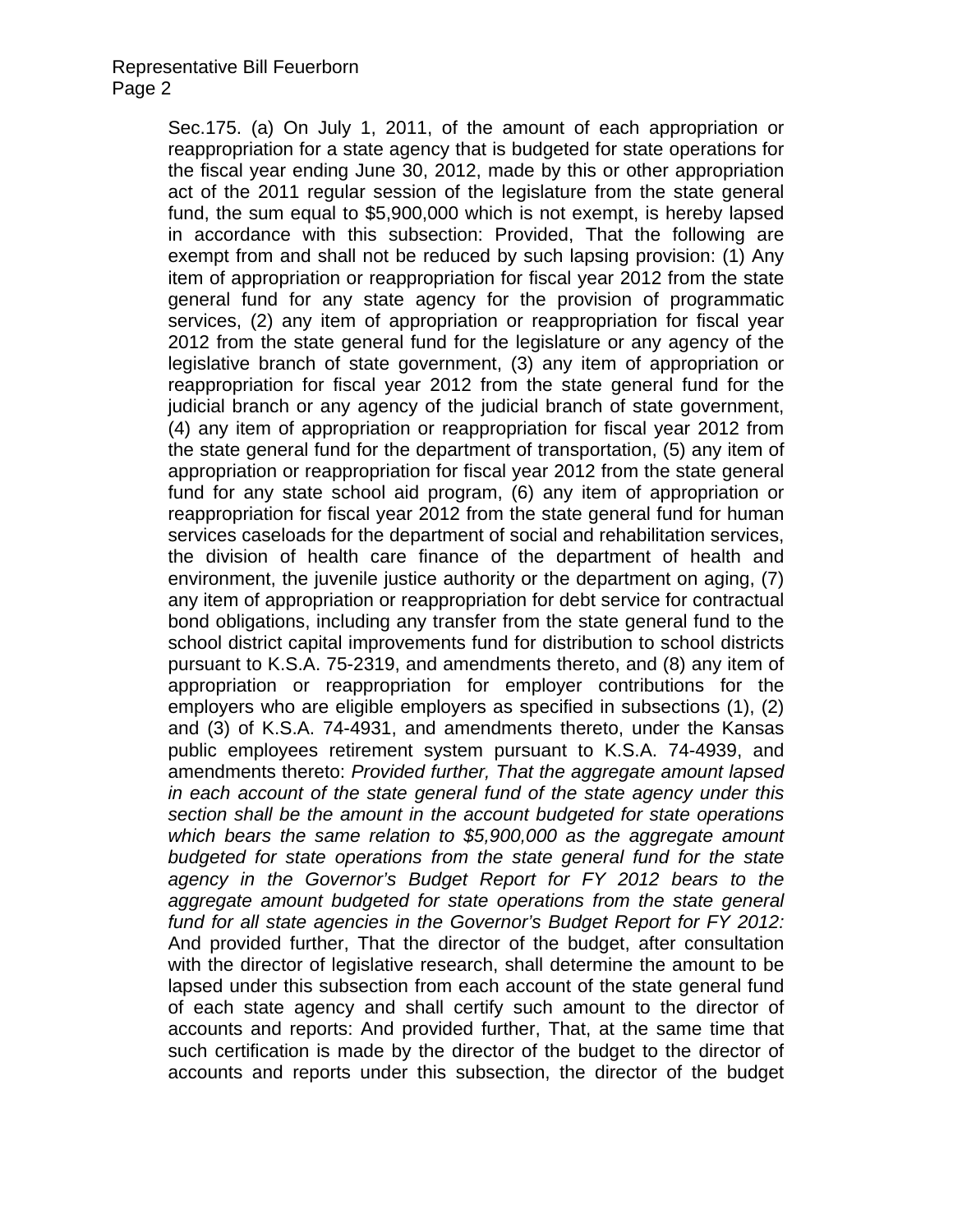Sec.175. (a) On July 1, 2011, of the amount of each appropriation or reappropriation for a state agency that is budgeted for state operations for the fiscal year ending June 30, 2012, made by this or other appropriation act of the 2011 regular session of the legislature from the state general fund, the sum equal to $5,900,000 which is not exempt, is hereby lapsed in accordance with this subsection: Provided, That the following are exempt from and shall not be reduced by such lapsing provision: (1) Any item of appropriation or reappropriation for fiscal year 2012 from the state general fund for any state agency for the provision of programmatic services, (2) any item of appropriation or reappropriation for fiscal year 2012 from the state general fund for the legislature or any agency of the legislative branch of state government, (3) any item of appropriation or reappropriation for fiscal year 2012 from the state general fund for the judicial branch or any agency of the judicial branch of state government, (4) any item of appropriation or reappropriation for fiscal year 2012 from the state general fund for the department of transportation, (5) any item of appropriation or reappropriation for fiscal year 2012 from the state general fund for any state school aid program, (6) any item of appropriation or reappropriation for fiscal year 2012 from the state general fund for human services caseloads for the department of social and rehabilitation services, the division of health care finance of the department of health and environment, the juvenile justice authority or the department on aging, (7) any item of appropriation or reappropriation for debt service for contractual bond obligations, including any transfer from the state general fund to the school district capital improvements fund for distribution to school districts pursuant to K.S.A. 75-2319, and amendments thereto, and (8) any item of appropriation or reappropriation for employer contributions for the employers who are eligible employers as specified in subsections (1), (2) and (3) of K.S.A. 74-4931, and amendments thereto, under the Kansas public employees retirement system pursuant to K.S.A. 74-4939, and amendments thereto: *Provided further, That the aggregate amount lapsed in each account of the state general fund of the state agency under this section shall be the amount in the account budgeted for state operations which bears the same relation to $5,900,000 as the aggregate amount budgeted for state operations from the state general fund for the state agency in the Governor's Budget Report for FY 2012 bears to the aggregate amount budgeted for state operations from the state general fund for all state agencies in the Governor's Budget Report for FY 2012:* And provided further, That the director of the budget, after consultation with the director of legislative research, shall determine the amount to be lapsed under this subsection from each account of the state general fund of each state agency and shall certify such amount to the director of accounts and reports: And provided further, That, at the same time that such certification is made by the director of the budget to the director of accounts and reports under this subsection, the director of the budget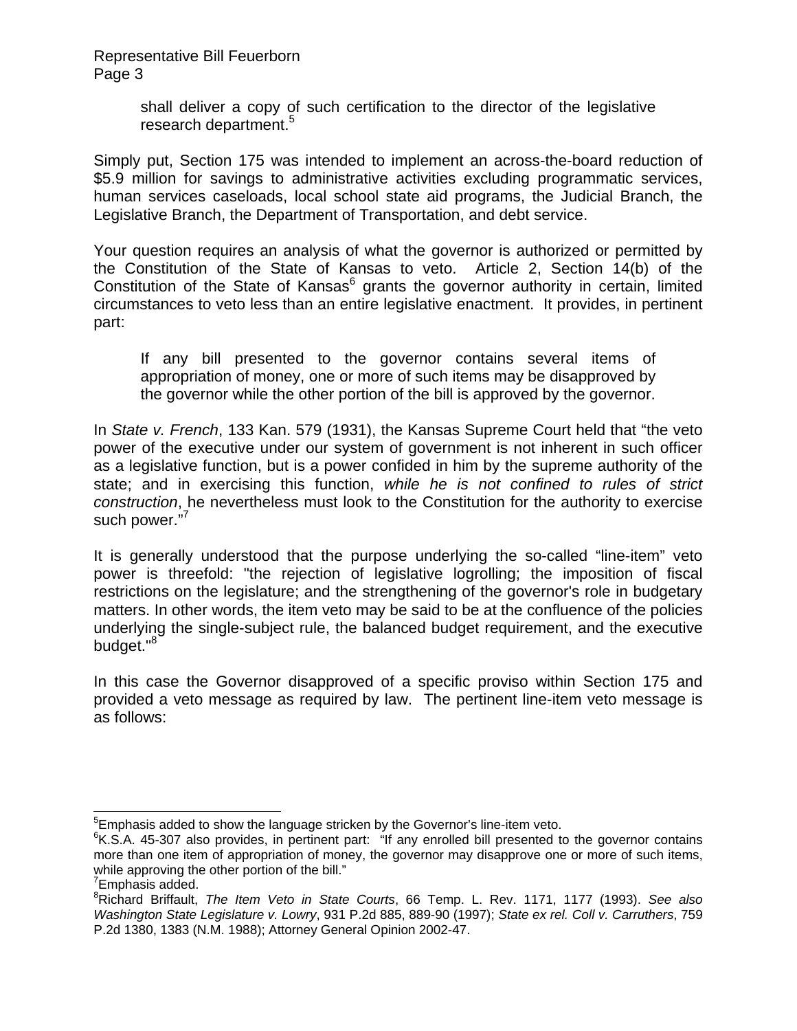shall deliver a copy of such certification to the director of the legislative research department.[5]

Simply put, Section 175 was intended to implement an across-the-board reduction of $5.9 million for savings to administrative activities excluding programmatic services, human services caseloads, local school state aid programs, the Judicial Branch, the Legislative Branch, the Department of Transportation, and debt service.

Your question requires an analysis of what the governor is authorized or permitted by the Constitution of the State of Kansas to veto. Article 2, Section 14(b) of the Constitution of the State of Kansas[6] grants the governor authority in certain, limited circumstances to veto less than an entire legislative enactment. It provides, in pertinent part:

> If any bill presented to the governor contains several items of appropriation of money, one or more of such items may be disapproved by the governor while the other portion of the bill is approved by the governor.

In *State v. French*, 133 Kan. 579 (1931), the Kansas Supreme Court held that "the veto power of the executive under our system of government is not inherent in such officer as a legislative function, but is a power confided in him by the supreme authority of the state; and in exercising this function, *while he is not confined to rules of strict construction*, he nevertheless must look to the Constitution for the authority to exercise such power."[7]

It is generally understood that the purpose underlying the so-called "line-item" veto power is threefold: "the rejection of legislative logrolling; the imposition of fiscal restrictions on the legislature; and the strengthening of the governor's role in budgetary matters. In other words, the item veto may be said to be at the confluence of the policies underlying the single-subject rule, the balanced budget requirement, and the executive budget."[8]

In this case the Governor disapproved of a specific proviso within Section 175 and provided a veto message as required by law. The pertinent line-item veto message is as follows:

---

[5] Emphasis added to show the language stricken by the Governor's line-item veto.

[6] K.S.A. 45-307 also provides, in pertinent part: "If any enrolled bill presented to the governor contains more than one item of appropriation of money, the governor may disapprove one or more of such items, while approving the other portion of the bill."

[7] Emphasis added.

[8] Richard Briffault, *The Item Veto in State Courts*, 66 Temp. L. Rev. 1171, 1177 (1993). *See also Washington State Legislature v. Lowry*, 931 P.2d 885, 889-90 (1997); *State ex rel. Coll v. Carruthers*, 759 P.2d 1380, 1383 (N.M. 1988); Attorney General Opinion 2002-47.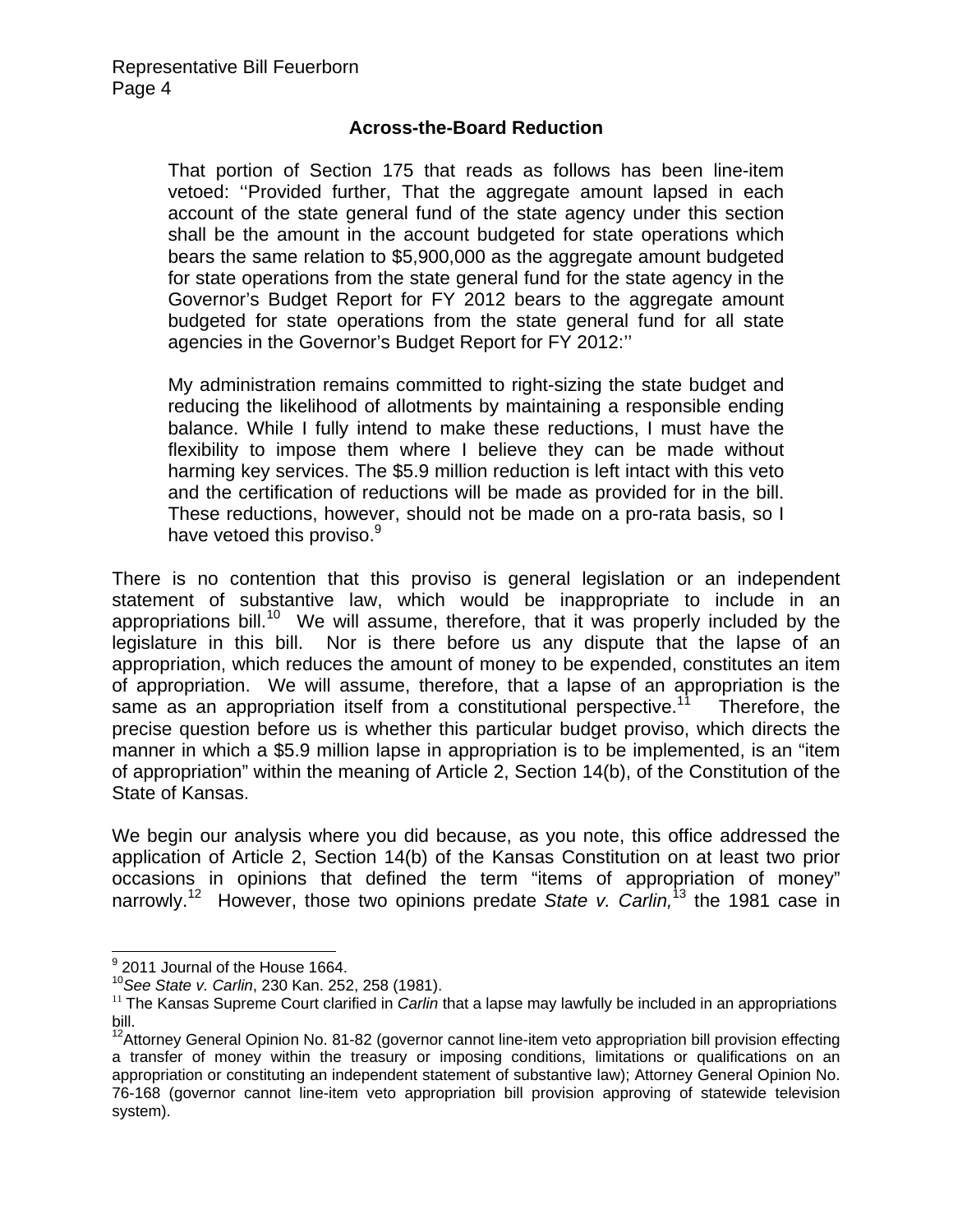**Across-the-Board Reduction**

> That portion of Section 175 that reads as follows has been line-item vetoed: ''Provided further, That the aggregate amount lapsed in each account of the state general fund of the state agency under this section shall be the amount in the account budgeted for state operations which bears the same relation to $5,900,000 as the aggregate amount budgeted for state operations from the state general fund for the state agency in the Governor's Budget Report for FY 2012 bears to the aggregate amount budgeted for state operations from the state general fund for all state agencies in the Governor's Budget Report for FY 2012:''
>
> My administration remains committed to right-sizing the state budget and reducing the likelihood of allotments by maintaining a responsible ending balance. While I fully intend to make these reductions, I must have the flexibility to impose them where I believe they can be made without harming key services. The $5.9 million reduction is left intact with this veto and the certification of reductions will be made as provided for in the bill. These reductions, however, should not be made on a pro-rata basis, so I have vetoed this proviso.[9]

There is no contention that this proviso is general legislation or an independent statement of substantive law, which would be inappropriate to include in an appropriations bill.[10] We will assume, therefore, that it was properly included by the legislature in this bill. Nor is there before us any dispute that the lapse of an appropriation, which reduces the amount of money to be expended, constitutes an item of appropriation. We will assume, therefore, that a lapse of an appropriation is the same as an appropriation itself from a constitutional perspective.[11] Therefore, the precise question before us is whether this particular budget proviso, which directs the manner in which a $5.9 million lapse in appropriation is to be implemented, is an "item of appropriation" within the meaning of Article 2, Section 14(b), of the Constitution of the State of Kansas.

We begin our analysis where you did because, as you note, this office addressed the application of Article 2, Section 14(b) of the Kansas Constitution on at least two prior occasions in opinions that defined the term "items of appropriation of money" narrowly.[12] However, those two opinions predate *State v. Carlin,*[13] the 1981 case in

---

[9] 2011 Journal of the House 1664.

[10] *See State v. Carlin*, 230 Kan. 252, 258 (1981).

[11] The Kansas Supreme Court clarified in *Carlin* that a lapse may lawfully be included in an appropriations bill.

[12] Attorney General Opinion No. 81-82 (governor cannot line-item veto appropriation bill provision effecting a transfer of money within the treasury or imposing conditions, limitations or qualifications on an appropriation or constituting an independent statement of substantive law); Attorney General Opinion No. 76-168 (governor cannot line-item veto appropriation bill provision approving of statewide television system).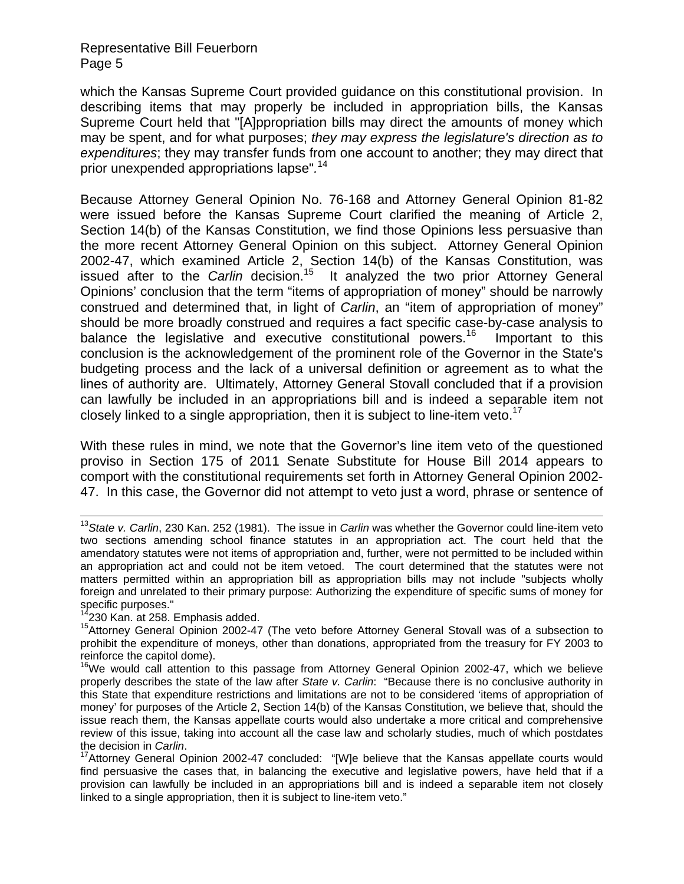which the Kansas Supreme Court provided guidance on this constitutional provision. In describing items that may properly be included in appropriation bills, the Kansas Supreme Court held that "[A]ppropriation bills may direct the amounts of money which may be spent, and for what purposes; *they may express the legislature's direction as to expenditures*; they may transfer funds from one account to another; they may direct that prior unexpended appropriations lapse".[14]

Because Attorney General Opinion No. 76-168 and Attorney General Opinion 81-82 were issued before the Kansas Supreme Court clarified the meaning of Article 2, Section 14(b) of the Kansas Constitution, we find those Opinions less persuasive than the more recent Attorney General Opinion on this subject. Attorney General Opinion 2002-47, which examined Article 2, Section 14(b) of the Kansas Constitution, was issued after to the *Carlin* decision.[15] It analyzed the two prior Attorney General Opinions' conclusion that the term "items of appropriation of money" should be narrowly construed and determined that, in light of *Carlin*, an "item of appropriation of money" should be more broadly construed and requires a fact specific case-by-case analysis to balance the legislative and executive constitutional powers.[16] Important to this conclusion is the acknowledgement of the prominent role of the Governor in the State's budgeting process and the lack of a universal definition or agreement as to what the lines of authority are. Ultimately, Attorney General Stovall concluded that if a provision can lawfully be included in an appropriations bill and is indeed a separable item not closely linked to a single appropriation, then it is subject to line-item veto.[17]

With these rules in mind, we note that the Governor's line item veto of the questioned proviso in Section 175 of 2011 Senate Substitute for House Bill 2014 appears to comport with the constitutional requirements set forth in Attorney General Opinion 2002-47. In this case, the Governor did not attempt to veto just a word, phrase or sentence of

---

[13] *State v. Carlin*, 230 Kan. 252 (1981). The issue in *Carlin* was whether the Governor could line-item veto two sections amending school finance statutes in an appropriation act. The court held that the amendatory statutes were not items of appropriation and, further, were not permitted to be included within an appropriation act and could not be item vetoed. The court determined that the statutes were not matters permitted within an appropriation bill as appropriation bills may not include "subjects wholly foreign and unrelated to their primary purpose: Authorizing the expenditure of specific sums of money for specific purposes."

[14] 230 Kan. at 258. Emphasis added.

[15] Attorney General Opinion 2002-47 (The veto before Attorney General Stovall was of a subsection to prohibit the expenditure of moneys, other than donations, appropriated from the treasury for FY 2003 to reinforce the capitol dome).

[16] We would call attention to this passage from Attorney General Opinion 2002-47, which we believe properly describes the state of the law after *State v. Carlin*: "Because there is no conclusive authority in this State that expenditure restrictions and limitations are not to be considered 'items of appropriation of money' for purposes of the Article 2, Section 14(b) of the Kansas Constitution, we believe that, should the issue reach them, the Kansas appellate courts would also undertake a more critical and comprehensive review of this issue, taking into account all the case law and scholarly studies, much of which postdates the decision in *Carlin*.

[17] Attorney General Opinion 2002-47 concluded: "[W]e believe that the Kansas appellate courts would find persuasive the cases that, in balancing the executive and legislative powers, have held that if a provision can lawfully be included in an appropriations bill and is indeed a separable item not closely linked to a single appropriation, then it is subject to line-item veto."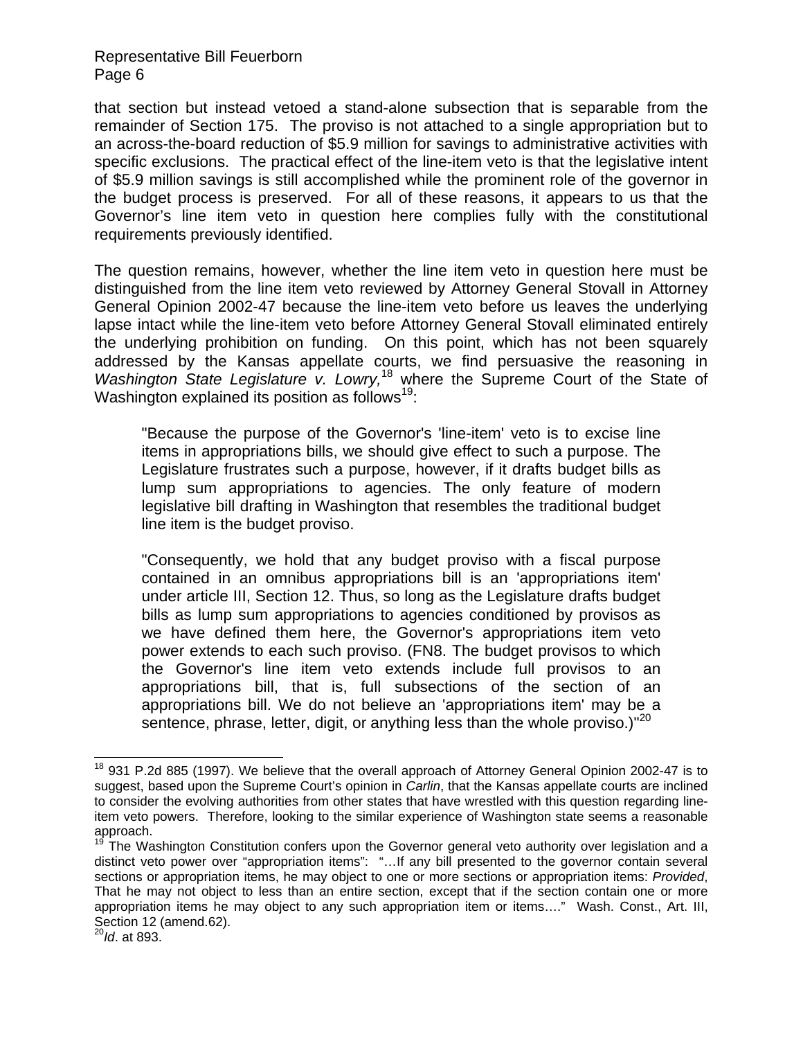that section but instead vetoed a stand-alone subsection that is separable from the remainder of Section 175. The proviso is not attached to a single appropriation but to an across-the-board reduction of $5.9 million for savings to administrative activities with specific exclusions. The practical effect of the line-item veto is that the legislative intent of $5.9 million savings is still accomplished while the prominent role of the governor in the budget process is preserved. For all of these reasons, it appears to us that the Governor's line item veto in question here complies fully with the constitutional requirements previously identified.

The question remains, however, whether the line item veto in question here must be distinguished from the line item veto reviewed by Attorney General Stovall in Attorney General Opinion 2002-47 because the line-item veto before us leaves the underlying lapse intact while the line-item veto before Attorney General Stovall eliminated entirely the underlying prohibition on funding. On this point, which has not been squarely addressed by the Kansas appellate courts, we find persuasive the reasoning in *Washington State Legislature v. Lowry,*[18] where the Supreme Court of the State of Washington explained its position as follows[19]:

> "Because the purpose of the Governor's 'line-item' veto is to excise line items in appropriations bills, we should give effect to such a purpose. The Legislature frustrates such a purpose, however, if it drafts budget bills as lump sum appropriations to agencies. The only feature of modern legislative bill drafting in Washington that resembles the traditional budget line item is the budget proviso.
>
> "Consequently, we hold that any budget proviso with a fiscal purpose contained in an omnibus appropriations bill is an 'appropriations item' under article III, Section 12. Thus, so long as the Legislature drafts budget bills as lump sum appropriations to agencies conditioned by provisos as we have defined them here, the Governor's appropriations item veto power extends to each such proviso. (FN8. The budget provisos to which the Governor's line item veto extends include full provisos to an appropriations bill, that is, full subsections of the section of an appropriations bill. We do not believe an 'appropriations item' may be a sentence, phrase, letter, digit, or anything less than the whole proviso.)"[20]

---

[18] 931 P.2d 885 (1997). We believe that the overall approach of Attorney General Opinion 2002-47 is to suggest, based upon the Supreme Court's opinion in *Carlin*, that the Kansas appellate courts are inclined to consider the evolving authorities from other states that have wrestled with this question regarding line-item veto powers. Therefore, looking to the similar experience of Washington state seems a reasonable approach.

[19] The Washington Constitution confers upon the Governor general veto authority over legislation and a distinct veto power over "appropriation items": "…If any bill presented to the governor contain several sections or appropriation items, he may object to one or more sections or appropriation items: *Provided*, That he may not object to less than an entire section, except that if the section contain one or more appropriation items he may object to any such appropriation item or items…." Wash. Const., Art. III, Section 12 (amend.62).

[20] *Id*. at 893.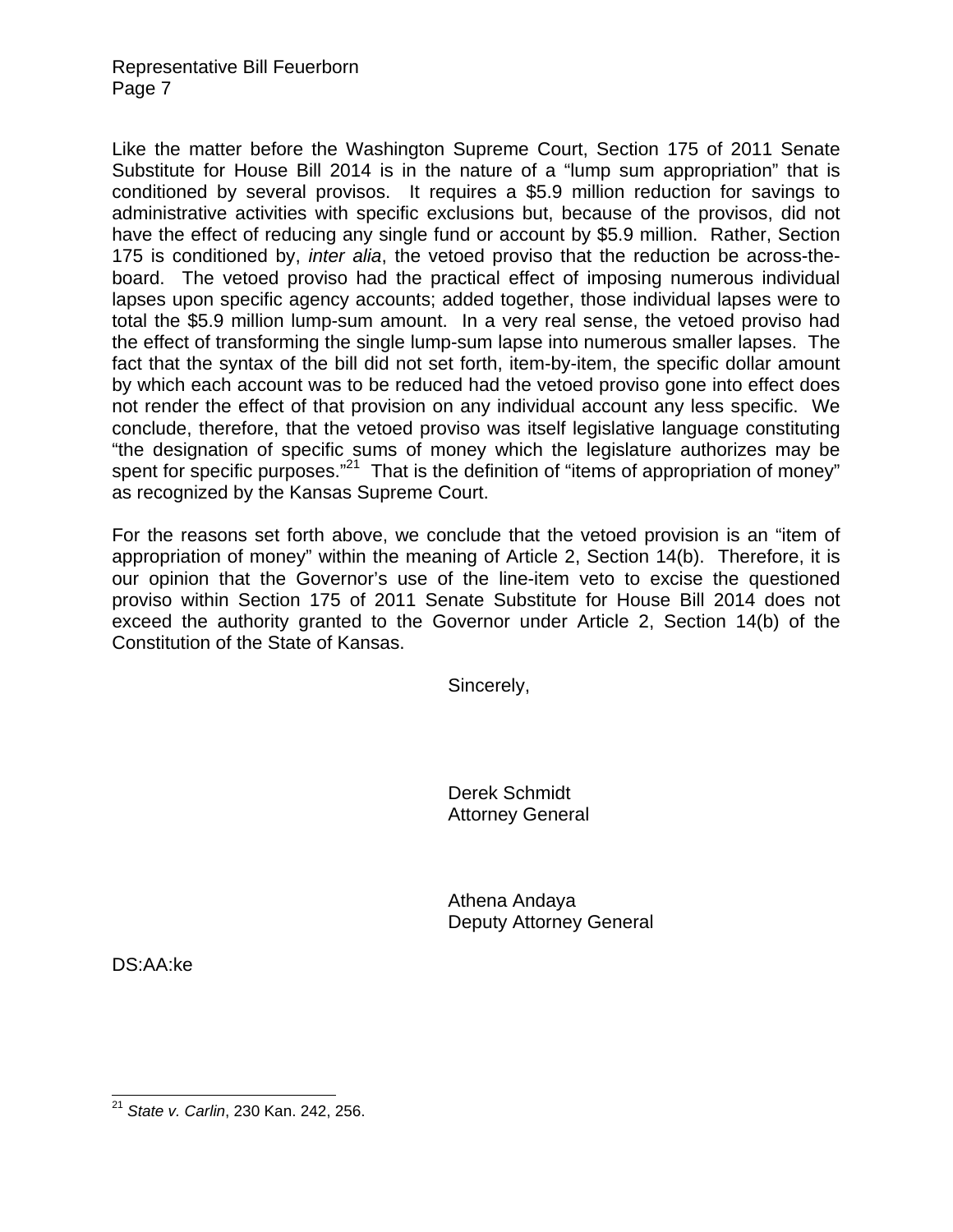Like the matter before the Washington Supreme Court, Section 175 of 2011 Senate Substitute for House Bill 2014 is in the nature of a "lump sum appropriation" that is conditioned by several provisos. It requires a $5.9 million reduction for savings to administrative activities with specific exclusions but, because of the provisos, did not have the effect of reducing any single fund or account by $5.9 million. Rather, Section 175 is conditioned by, *inter alia*, the vetoed proviso that the reduction be across-the-board. The vetoed proviso had the practical effect of imposing numerous individual lapses upon specific agency accounts; added together, those individual lapses were to total the $5.9 million lump-sum amount. In a very real sense, the vetoed proviso had the effect of transforming the single lump-sum lapse into numerous smaller lapses. The fact that the syntax of the bill did not set forth, item-by-item, the specific dollar amount by which each account was to be reduced had the vetoed proviso gone into effect does not render the effect of that provision on any individual account any less specific. We conclude, therefore, that the vetoed proviso was itself legislative language constituting "the designation of specific sums of money which the legislature authorizes may be spent for specific purposes."[21] That is the definition of "items of appropriation of money" as recognized by the Kansas Supreme Court.

For the reasons set forth above, we conclude that the vetoed provision is an "item of appropriation of money" within the meaning of Article 2, Section 14(b). Therefore, it is our opinion that the Governor's use of the line-item veto to excise the questioned proviso within Section 175 of 2011 Senate Substitute for House Bill 2014 does not exceed the authority granted to the Governor under Article 2, Section 14(b) of the Constitution of the State of Kansas.

Sincerely,

Derek Schmidt
Attorney General

Athena Andaya
Deputy Attorney General

DS:AA:ke

[21] *State v. Carlin*, 230 Kan. 242, 256.